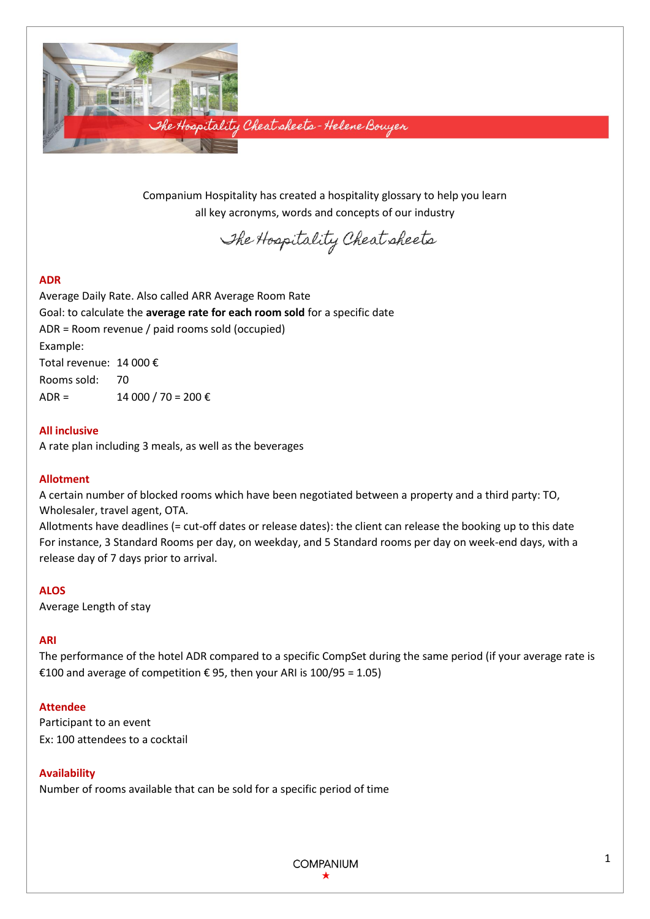The Hospitality Cheatsheets - Helene Bouyer

Companium Hospitality has created a hospitality glossary to help you learn all key acronyms, words and concepts of our industry

The Hospitality Cheatsheets

### ADR

Average Daily Rate. Also called ARR Average Room Rate

Goal: to calculate the **average rate for each room sold** for a specific date

ADR = Room revenue / paid rooms sold (occupied)

Example:

Total revenue: 14 000 €

Rooms sold: 70

ADR = 14 000 / 70 = 200 €

### All inclusive

A rate plan including 3 meals, as well as the beverages

### Allotment

A certain number of blocked rooms which have been negotiated between a property and a third party: TO, Wholesaler, travel agent, OTA.

Allotments have deadlines (= cut-off dates or release dates): the client can release the booking up to this date

For instance, 3 Standard Rooms per day, on weekday, and 5 Standard rooms per day on week-end days, with a release day of 7 days prior to arrival.

### ALOS

Average Length of stay

### ARI

The performance of the hotel ADR compared to a specific CompSet during the same period (if your average rate is €100 and average of competition € 95, then your ARI is 100/95 = 1.05)

### Attendee

Participant to an event

Ex: 100 attendees to a cocktail

### Availability

Number of rooms available that can be sold for a specific period of time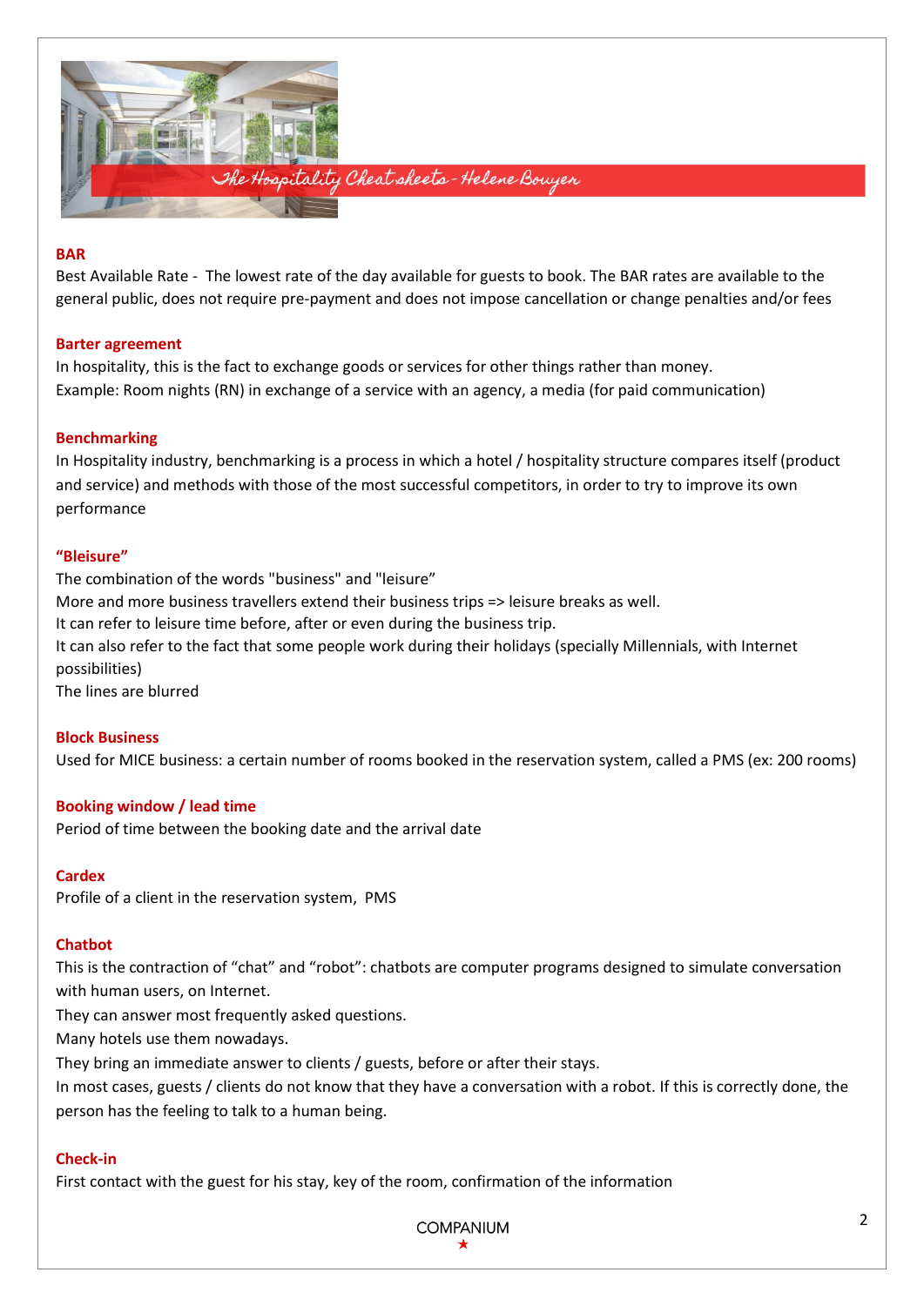## BAR

Best Available Rate - The lowest rate of the day available for guests to book. The BAR rates are available to the general public, does not require pre-payment and does not impose cancellation or change penalties and/or fees

## Barter agreement

In hospitality, this is the fact to exchange goods or services for other things rather than money.
Example: Room nights (RN) in exchange of a service with an agency, a media (for paid communication)

## Benchmarking

In Hospitality industry, benchmarking is a process in which a hotel / hospitality structure compares itself (product and service) and methods with those of the most successful competitors, in order to try to improve its own performance

## "Bleisure"

The combination of the words "business" and "leisure"
More and more business travellers extend their business trips => leisure breaks as well.
It can refer to leisure time before, after or even during the business trip.
It can also refer to the fact that some people work during their holidays (specially Millennials, with Internet possibilities)
The lines are blurred

## Block Business

Used for MICE business: a certain number of rooms booked in the reservation system, called a PMS (ex: 200 rooms)

## Booking window / lead time

Period of time between the booking date and the arrival date

## Cardex

Profile of a client in the reservation system, PMS

## Chatbot

This is the contraction of "chat" and "robot": chatbots are computer programs designed to simulate conversation with human users, on Internet.
They can answer most frequently asked questions.
Many hotels use them nowadays.
They bring an immediate answer to clients / guests, before or after their stays.
In most cases, guests / clients do not know that they have a conversation with a robot. If this is correctly done, the person has the feeling to talk to a human being.

## Check-in

First contact with the guest for his stay, key of the room, confirmation of the information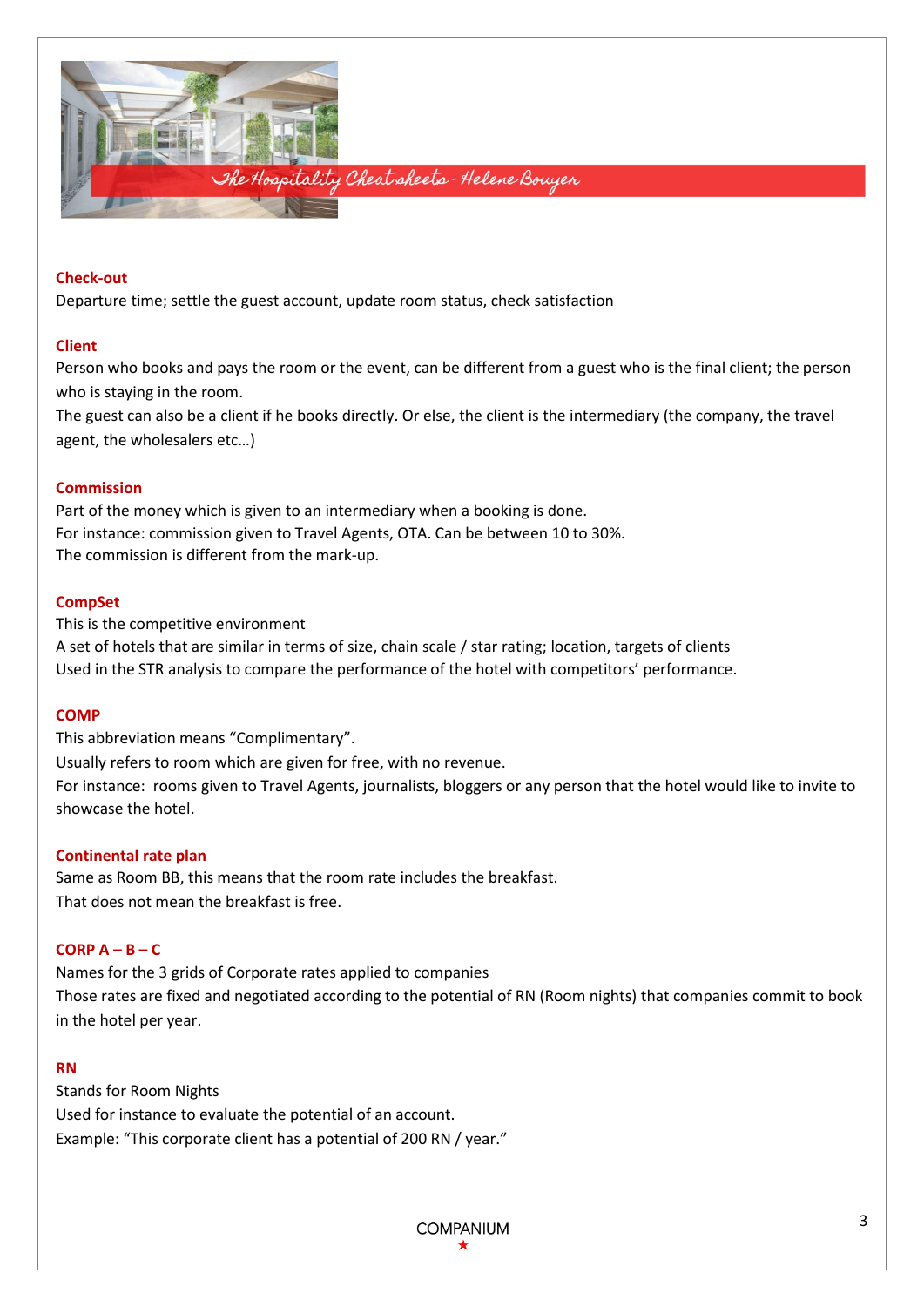### Check-out

Departure time; settle the guest account, update room status, check satisfaction

### Client

Person who books and pays the room or the event, can be different from a guest who is the final client; the person who is staying in the room.

The guest can also be a client if he books directly. Or else, the client is the intermediary (the company, the travel agent, the wholesalers etc…)

### Commission

Part of the money which is given to an intermediary when a booking is done.

For instance: commission given to Travel Agents, OTA. Can be between 10 to 30%.

The commission is different from the mark-up.

### CompSet

This is the competitive environment

A set of hotels that are similar in terms of size, chain scale / star rating; location, targets of clients

Used in the STR analysis to compare the performance of the hotel with competitors' performance.

### COMP

This abbreviation means "Complimentary".

Usually refers to room which are given for free, with no revenue.

For instance: rooms given to Travel Agents, journalists, bloggers or any person that the hotel would like to invite to showcase the hotel.

### Continental rate plan

Same as Room BB, this means that the room rate includes the breakfast.

That does not mean the breakfast is free.

### CORP A – B – C

Names for the 3 grids of Corporate rates applied to companies

Those rates are fixed and negotiated according to the potential of RN (Room nights) that companies commit to book in the hotel per year.

### RN

Stands for Room Nights

Used for instance to evaluate the potential of an account.

Example: "This corporate client has a potential of 200 RN / year."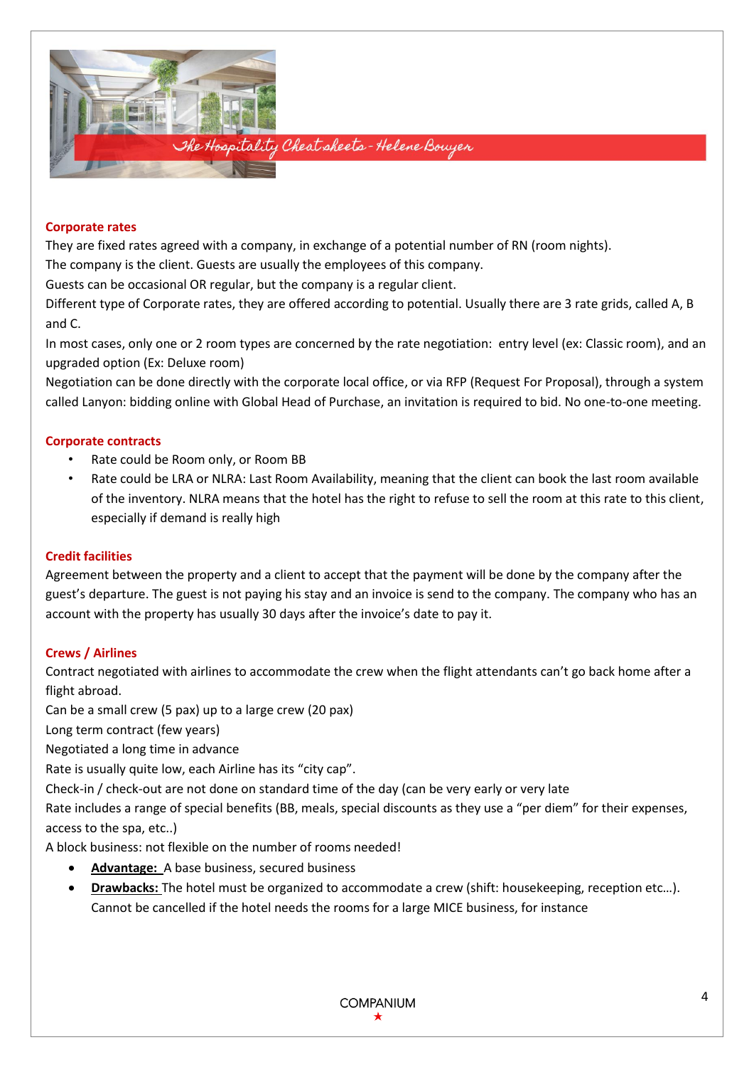## Corporate rates

They are fixed rates agreed with a company, in exchange of a potential number of RN (room nights).

The company is the client. Guests are usually the employees of this company.

Guests can be occasional OR regular, but the company is a regular client.

Different type of Corporate rates, they are offered according to potential. Usually there are 3 rate grids, called A, B and C.

In most cases, only one or 2 room types are concerned by the rate negotiation: entry level (ex: Classic room), and an upgraded option (Ex: Deluxe room)

Negotiation can be done directly with the corporate local office, or via RFP (Request For Proposal), through a system called Lanyon: bidding online with Global Head of Purchase, an invitation is required to bid. No one-to-one meeting.

## Corporate contracts

- Rate could be Room only, or Room BB
- Rate could be LRA or NLRA: Last Room Availability, meaning that the client can book the last room available of the inventory. NLRA means that the hotel has the right to refuse to sell the room at this rate to this client, especially if demand is really high

## Credit facilities

Agreement between the property and a client to accept that the payment will be done by the company after the guest's departure. The guest is not paying his stay and an invoice is send to the company. The company who has an account with the property has usually 30 days after the invoice's date to pay it.

## Crews / Airlines

Contract negotiated with airlines to accommodate the crew when the flight attendants can't go back home after a flight abroad.

Can be a small crew (5 pax) up to a large crew (20 pax)

Long term contract (few years)

Negotiated a long time in advance

Rate is usually quite low, each Airline has its "city cap".

Check-in / check-out are not done on standard time of the day (can be very early or very late

Rate includes a range of special benefits (BB, meals, special discounts as they use a "per diem" for their expenses, access to the spa, etc..)

A block business: not flexible on the number of rooms needed!

- **<u>Advantage:</u>** A base business, secured business
- **<u>Drawbacks:</u>** The hotel must be organized to accommodate a crew (shift: housekeeping, reception etc…). Cannot be cancelled if the hotel needs the rooms for a large MICE business, for instance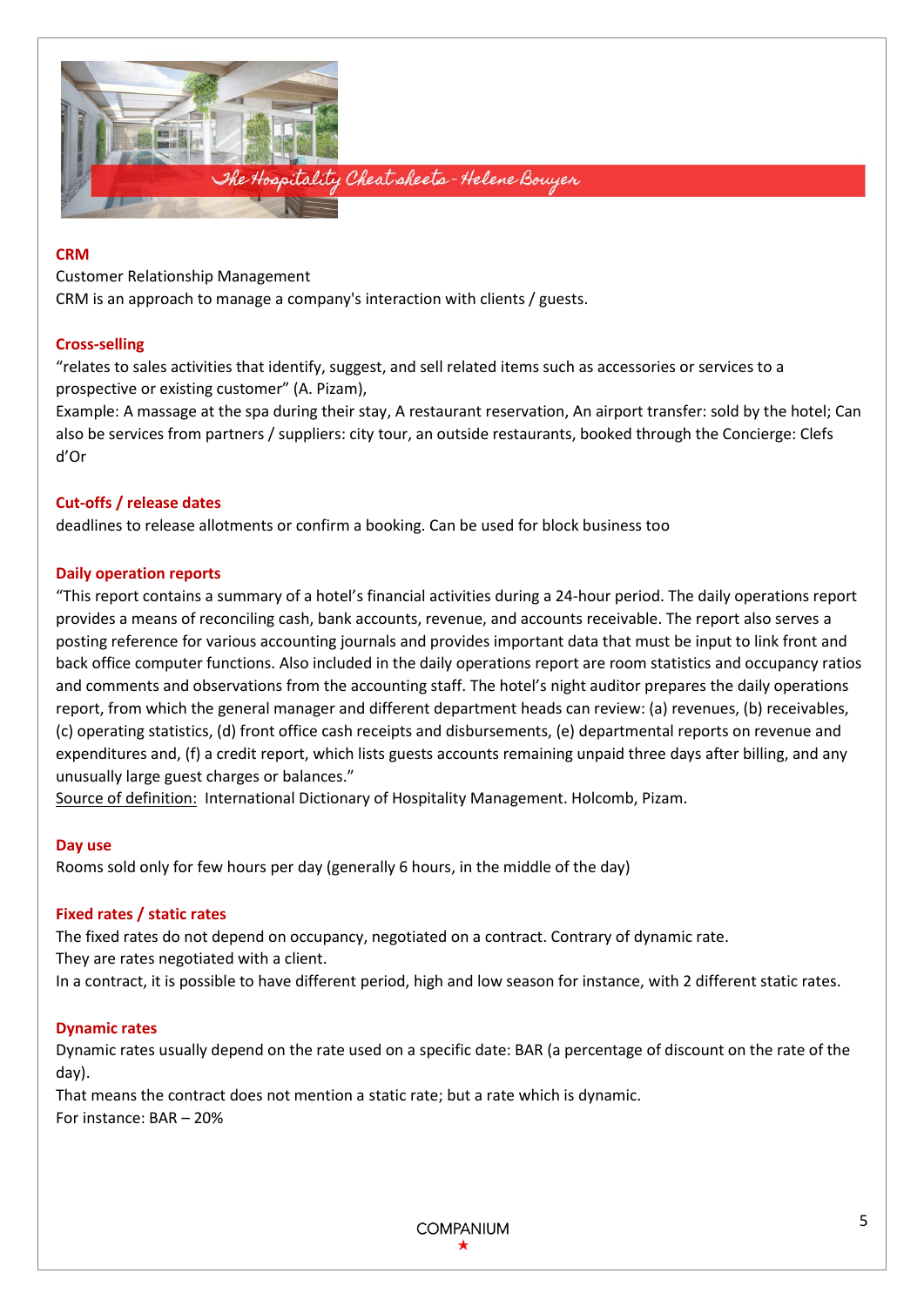## CRM

Customer Relationship Management

CRM is an approach to manage a company's interaction with clients / guests.

## Cross-selling

"relates to sales activities that identify, suggest, and sell related items such as accessories or services to a prospective or existing customer" (A. Pizam),

Example: A massage at the spa during their stay, A restaurant reservation, An airport transfer: sold by the hotel; Can also be services from partners / suppliers: city tour, an outside restaurants, booked through the Concierge: Clefs d'Or

## Cut-offs / release dates

deadlines to release allotments or confirm a booking. Can be used for block business too

## Daily operation reports

"This report contains a summary of a hotel's financial activities during a 24-hour period. The daily operations report provides a means of reconciling cash, bank accounts, revenue, and accounts receivable. The report also serves a posting reference for various accounting journals and provides important data that must be input to link front and back office computer functions. Also included in the daily operations report are room statistics and occupancy ratios and comments and observations from the accounting staff. The hotel's night auditor prepares the daily operations report, from which the general manager and different department heads can review: (a) revenues, (b) receivables, (c) operating statistics, (d) front office cash receipts and disbursements, (e) departmental reports on revenue and expenditures and, (f) a credit report, which lists guests accounts remaining unpaid three days after billing, and any unusually large guest charges or balances."

Source of definition: International Dictionary of Hospitality Management. Holcomb, Pizam.

## Day use

Rooms sold only for few hours per day (generally 6 hours, in the middle of the day)

## Fixed rates / static rates

The fixed rates do not depend on occupancy, negotiated on a contract. Contrary of dynamic rate.

They are rates negotiated with a client.

In a contract, it is possible to have different period, high and low season for instance, with 2 different static rates.

## Dynamic rates

Dynamic rates usually depend on the rate used on a specific date: BAR (a percentage of discount on the rate of the day).

That means the contract does not mention a static rate; but a rate which is dynamic.

For instance: BAR – 20%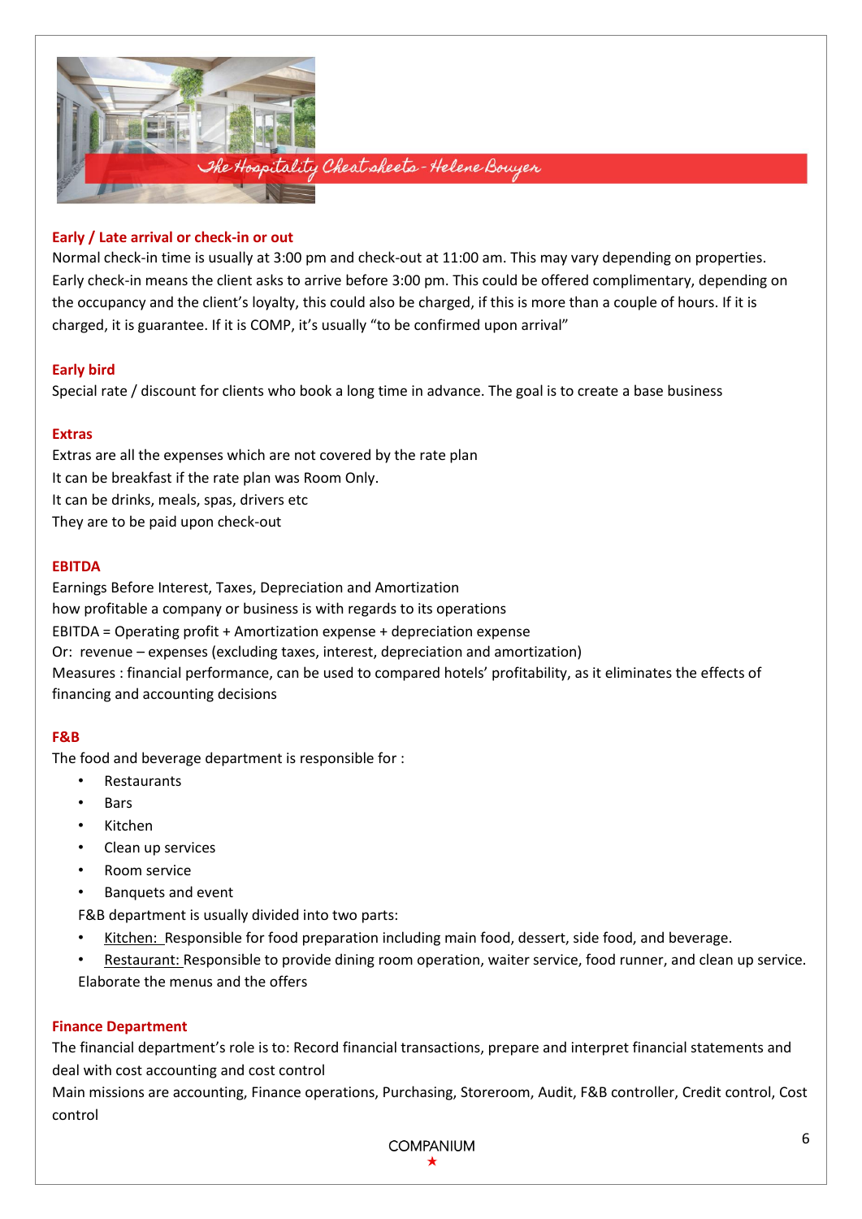## Early / Late arrival or check-in or out

Normal check-in time is usually at 3:00 pm and check-out at 11:00 am. This may vary depending on properties. Early check-in means the client asks to arrive before 3:00 pm. This could be offered complimentary, depending on the occupancy and the client's loyalty, this could also be charged, if this is more than a couple of hours. If it is charged, it is guarantee. If it is COMP, it's usually "to be confirmed upon arrival"

## Early bird

Special rate / discount for clients who book a long time in advance. The goal is to create a base business

## Extras

Extras are all the expenses which are not covered by the rate plan
It can be breakfast if the rate plan was Room Only.
It can be drinks, meals, spas, drivers etc
They are to be paid upon check-out

## EBITDA

Earnings Before Interest, Taxes, Depreciation and Amortization
how profitable a company or business is with regards to its operations
EBITDA = Operating profit + Amortization expense + depreciation expense
Or: revenue – expenses (excluding taxes, interest, depreciation and amortization)
Measures : financial performance, can be used to compared hotels' profitability, as it eliminates the effects of financing and accounting decisions

## F&B

The food and beverage department is responsible for :

- Restaurants
- Bars
- Kitchen
- Clean up services
- Room service
- Banquets and event

F&B department is usually divided into two parts:

- Kitchen: Responsible for food preparation including main food, dessert, side food, and beverage.
- Restaurant: Responsible to provide dining room operation, waiter service, food runner, and clean up service.

Elaborate the menus and the offers

## Finance Department

The financial department's role is to: Record financial transactions, prepare and interpret financial statements and deal with cost accounting and cost control
Main missions are accounting, Finance operations, Purchasing, Storeroom, Audit, F&B controller, Credit control, Cost control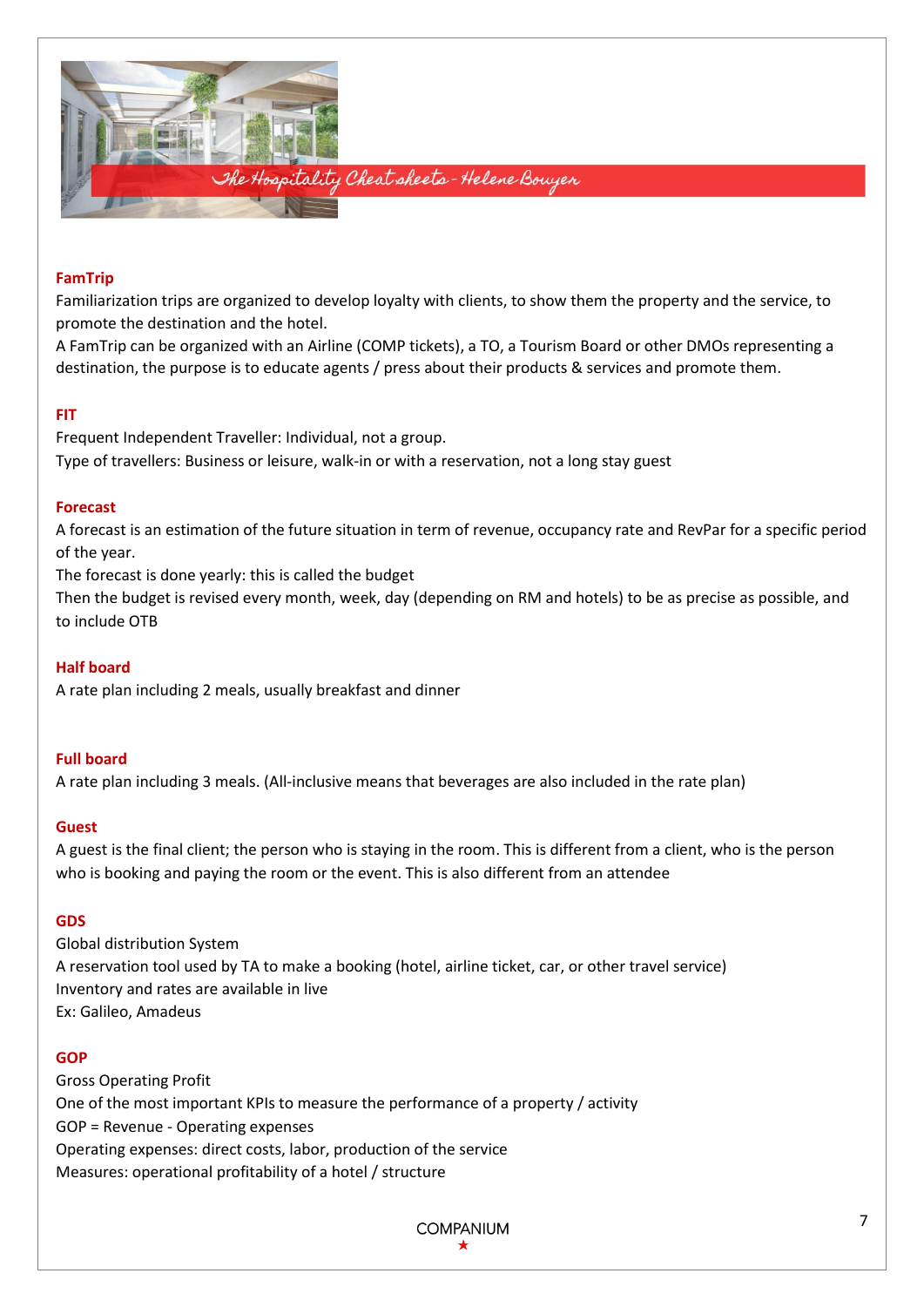### FamTrip

Familiarization trips are organized to develop loyalty with clients, to show them the property and the service, to promote the destination and the hotel.
A FamTrip can be organized with an Airline (COMP tickets), a TO, a Tourism Board or other DMOs representing a destination, the purpose is to educate agents / press about their products & services and promote them.

### FIT

Frequent Independent Traveller: Individual, not a group.
Type of travellers: Business or leisure, walk-in or with a reservation, not a long stay guest

### Forecast

A forecast is an estimation of the future situation in term of revenue, occupancy rate and RevPar for a specific period of the year.
The forecast is done yearly: this is called the budget
Then the budget is revised every month, week, day (depending on RM and hotels) to be as precise as possible, and to include OTB

### Half board

A rate plan including 2 meals, usually breakfast and dinner

### Full board

A rate plan including 3 meals. (All-inclusive means that beverages are also included in the rate plan)

### Guest

A guest is the final client; the person who is staying in the room. This is different from a client, who is the person who is booking and paying the room or the event. This is also different from an attendee

### GDS

Global distribution System
A reservation tool used by TA to make a booking (hotel, airline ticket, car, or other travel service)
Inventory and rates are available in live
Ex: Galileo, Amadeus

### GOP

Gross Operating Profit
One of the most important KPIs to measure the performance of a property / activity
GOP = Revenue - Operating expenses
Operating expenses: direct costs, labor, production of the service
Measures: operational profitability of a hotel / structure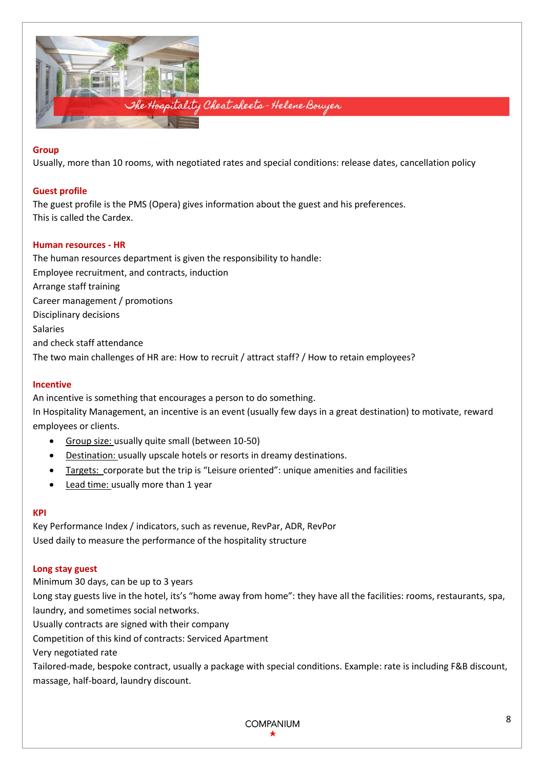## Group

Usually, more than 10 rooms, with negotiated rates and special conditions: release dates, cancellation policy

## Guest profile

The guest profile is the PMS (Opera) gives information about the guest and his preferences.
This is called the Cardex.

## Human resources - HR

The human resources department is given the responsibility to handle:
Employee recruitment, and contracts, induction
Arrange staff training
Career management / promotions
Disciplinary decisions
Salaries
and check staff attendance
The two main challenges of HR are: How to recruit / attract staff? / How to retain employees?

## Incentive

An incentive is something that encourages a person to do something.
In Hospitality Management, an incentive is an event (usually few days in a great destination) to motivate, reward employees or clients.

- Group size: usually quite small (between 10-50)
- Destination: usually upscale hotels or resorts in dreamy destinations.
- Targets: corporate but the trip is "Leisure oriented": unique amenities and facilities
- Lead time: usually more than 1 year

## KPI

Key Performance Index / indicators, such as revenue, RevPar, ADR, RevPor
Used daily to measure the performance of the hospitality structure

## Long stay guest

Minimum 30 days, can be up to 3 years
Long stay guests live in the hotel, it's "home away from home": they have all the facilities: rooms, restaurants, spa, laundry, and sometimes social networks.
Usually contracts are signed with their company
Competition of this kind of contracts: Serviced Apartment
Very negotiated rate
Tailored-made, bespoke contract, usually a package with special conditions. Example: rate is including F&B discount, massage, half-board, laundry discount.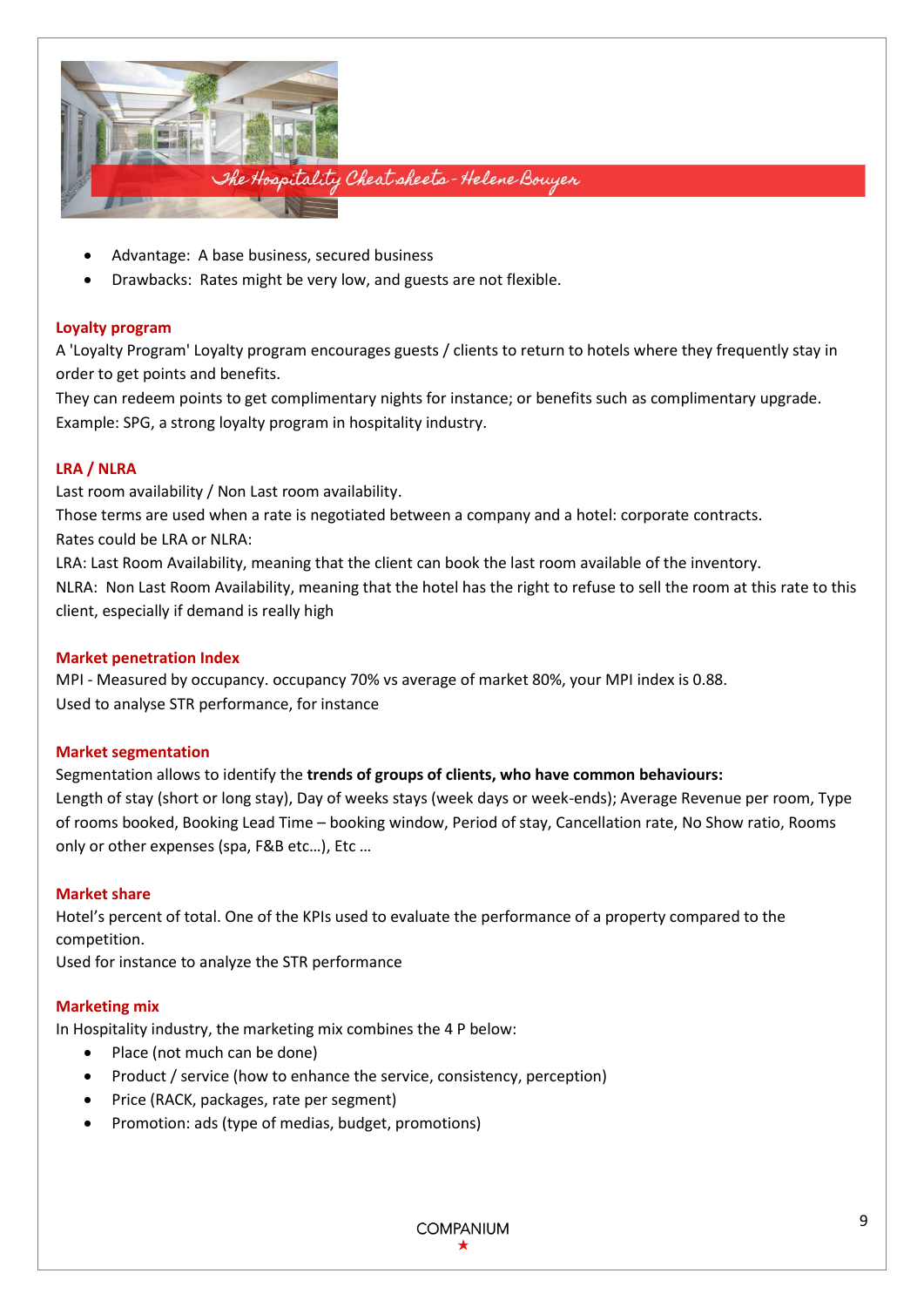- Advantage: A base business, secured business
- Drawbacks: Rates might be very low, and guests are not flexible.

### Loyalty program

A 'Loyalty Program' Loyalty program encourages guests / clients to return to hotels where they frequently stay in order to get points and benefits.

They can redeem points to get complimentary nights for instance; or benefits such as complimentary upgrade.

Example: SPG, a strong loyalty program in hospitality industry.

### LRA / NLRA

Last room availability / Non Last room availability.

Those terms are used when a rate is negotiated between a company and a hotel: corporate contracts.

Rates could be LRA or NLRA:

LRA: Last Room Availability, meaning that the client can book the last room available of the inventory.

NLRA: Non Last Room Availability, meaning that the hotel has the right to refuse to sell the room at this rate to this client, especially if demand is really high

### Market penetration Index

MPI - Measured by occupancy. occupancy 70% vs average of market 80%, your MPI index is 0.88.

Used to analyse STR performance, for instance

### Market segmentation

Segmentation allows to identify the **trends of groups of clients, who have common behaviours:**

Length of stay (short or long stay), Day of weeks stays (week days or week-ends); Average Revenue per room, Type of rooms booked, Booking Lead Time – booking window, Period of stay, Cancellation rate, No Show ratio, Rooms only or other expenses (spa, F&B etc…), Etc …

### Market share

Hotel's percent of total. One of the KPIs used to evaluate the performance of a property compared to the competition.

Used for instance to analyze the STR performance

### Marketing mix

In Hospitality industry, the marketing mix combines the 4 P below:

- Place (not much can be done)
- Product / service (how to enhance the service, consistency, perception)
- Price (RACK, packages, rate per segment)
- Promotion: ads (type of medias, budget, promotions)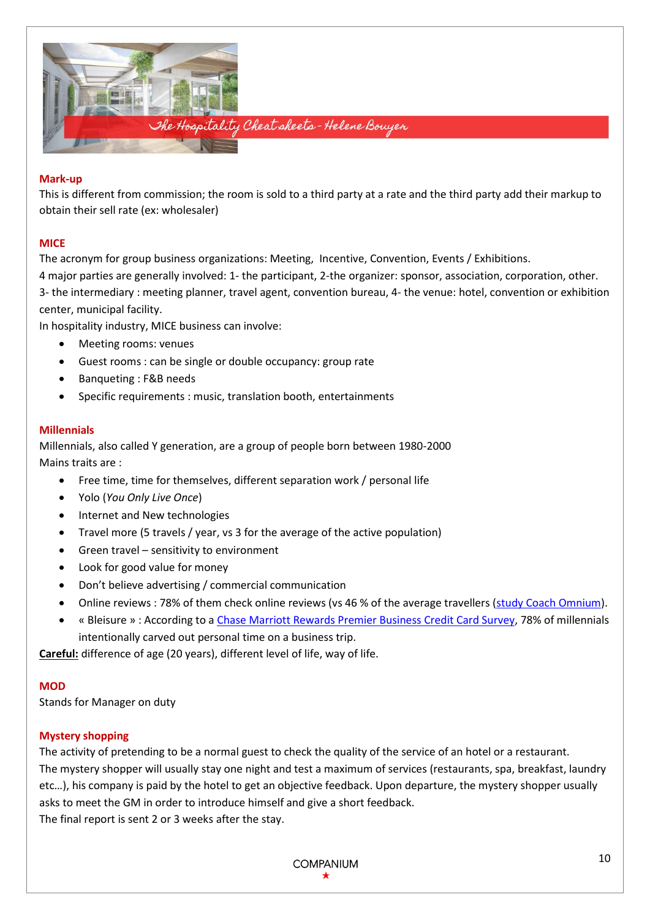## Mark-up

This is different from commission; the room is sold to a third party at a rate and the third party add their markup to obtain their sell rate (ex: wholesaler)

## MICE

The acronym for group business organizations: Meeting, Incentive, Convention, Events / Exhibitions.
4 major parties are generally involved: 1- the participant, 2-the organizer: sponsor, association, corporation, other. 3- the intermediary : meeting planner, travel agent, convention bureau, 4- the venue: hotel, convention or exhibition center, municipal facility.
In hospitality industry, MICE business can involve:

- Meeting rooms: venues
- Guest rooms : can be single or double occupancy: group rate
- Banqueting : F&B needs
- Specific requirements : music, translation booth, entertainments

## Millennials

Millennials, also called Y generation, are a group of people born between 1980-2000
Mains traits are :

- Free time, time for themselves, different separation work / personal life
- Yolo (*You Only Live Once*)
- Internet and New technologies
- Travel more (5 travels / year, vs 3 for the average of the active population)
- Green travel – sensitivity to environment
- Look for good value for money
- Don't believe advertising / commercial communication
- Online reviews : 78% of them check online reviews (vs 46 % of the average travellers (study Coach Omnium).
- « Bleisure » : According to a Chase Marriott Rewards Premier Business Credit Card Survey, 78% of millennials intentionally carved out personal time on a business trip.

**Careful:** difference of age (20 years), different level of life, way of life.

## MOD

Stands for Manager on duty

## Mystery shopping

The activity of pretending to be a normal guest to check the quality of the service of an hotel or a restaurant.
The mystery shopper will usually stay one night and test a maximum of services (restaurants, spa, breakfast, laundry etc…), his company is paid by the hotel to get an objective feedback. Upon departure, the mystery shopper usually asks to meet the GM in order to introduce himself and give a short feedback.
The final report is sent 2 or 3 weeks after the stay.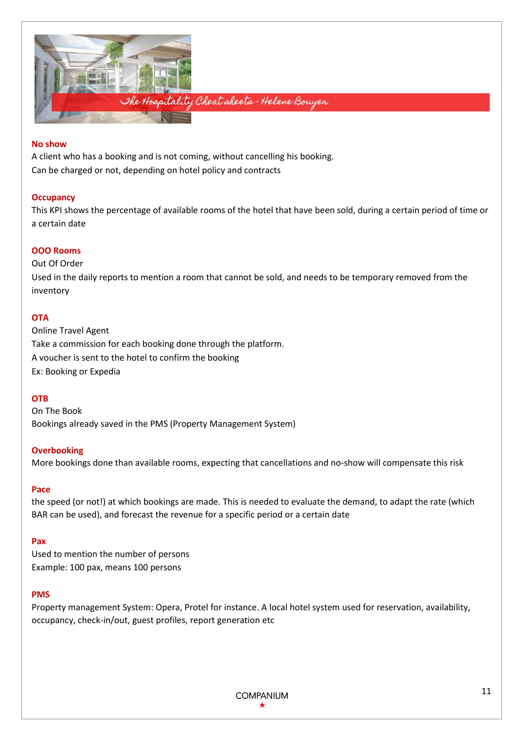**No show**

A client who has a booking and is not coming, without cancelling his booking.
Can be charged or not, depending on hotel policy and contracts

**Occupancy**

This KPI shows the percentage of available rooms of the hotel that have been sold, during a certain period of time or a certain date

**OOO Rooms**

Out Of Order
Used in the daily reports to mention a room that cannot be sold, and needs to be temporary removed from the inventory

**OTA**

Online Travel Agent
Take a commission for each booking done through the platform.
A voucher is sent to the hotel to confirm the booking
Ex: Booking or Expedia

**OTB**

On The Book
Bookings already saved in the PMS (Property Management System)

**Overbooking**

More bookings done than available rooms, expecting that cancellations and no-show will compensate this risk

**Pace**

the speed (or not!) at which bookings are made. This is needed to evaluate the demand, to adapt the rate (which BAR can be used), and forecast the revenue for a specific period or a certain date

**Pax**

Used to mention the number of persons
Example: 100 pax, means 100 persons

**PMS**

Property management System: Opera, Protel for instance. A local hotel system used for reservation, availability, occupancy, check-in/out, guest profiles, report generation etc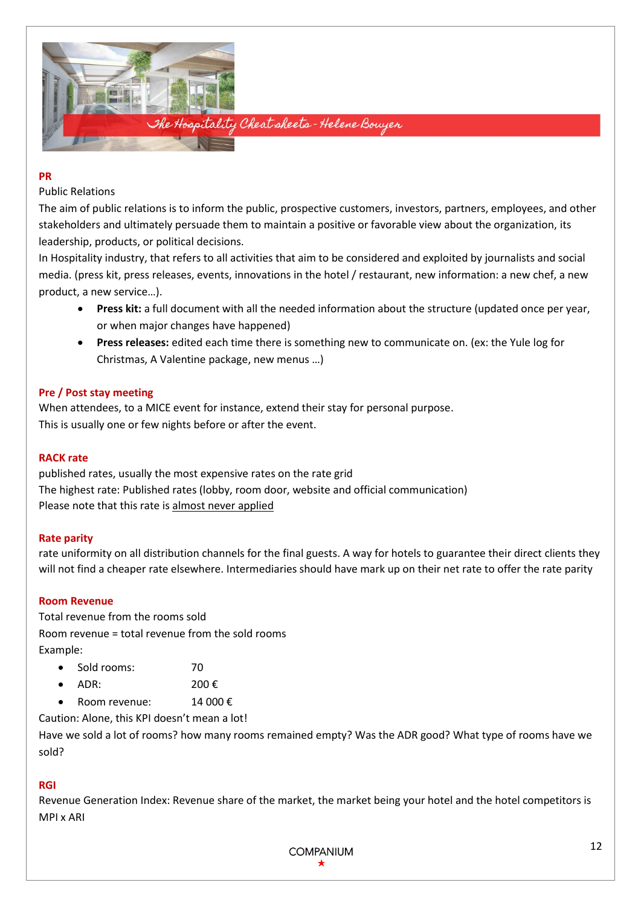## PR

Public Relations

The aim of public relations is to inform the public, prospective customers, investors, partners, employees, and other stakeholders and ultimately persuade them to maintain a positive or favorable view about the organization, its leadership, products, or political decisions.

In Hospitality industry, that refers to all activities that aim to be considered and exploited by journalists and social media. (press kit, press releases, events, innovations in the hotel / restaurant, new information: a new chef, a new product, a new service…).

- **Press kit:** a full document with all the needed information about the structure (updated once per year, or when major changes have happened)
- **Press releases:** edited each time there is something new to communicate on. (ex: the Yule log for Christmas, A Valentine package, new menus …)

## Pre / Post stay meeting

When attendees, to a MICE event for instance, extend their stay for personal purpose.

This is usually one or few nights before or after the event.

## RACK rate

published rates, usually the most expensive rates on the rate grid

The highest rate: Published rates (lobby, room door, website and official communication)

Please note that this rate is <u>almost never applied</u>

## Rate parity

rate uniformity on all distribution channels for the final guests. A way for hotels to guarantee their direct clients they will not find a cheaper rate elsewhere. Intermediaries should have mark up on their net rate to offer the rate parity

## Room Revenue

Total revenue from the rooms sold

Room revenue = total revenue from the sold rooms

Example:

- Sold rooms: 70
- ADR: 200 €
- Room revenue: 14 000 €

Caution: Alone, this KPI doesn't mean a lot!

Have we sold a lot of rooms? how many rooms remained empty? Was the ADR good? What type of rooms have we sold?

## RGI

Revenue Generation Index: Revenue share of the market, the market being your hotel and the hotel competitors is MPI x ARI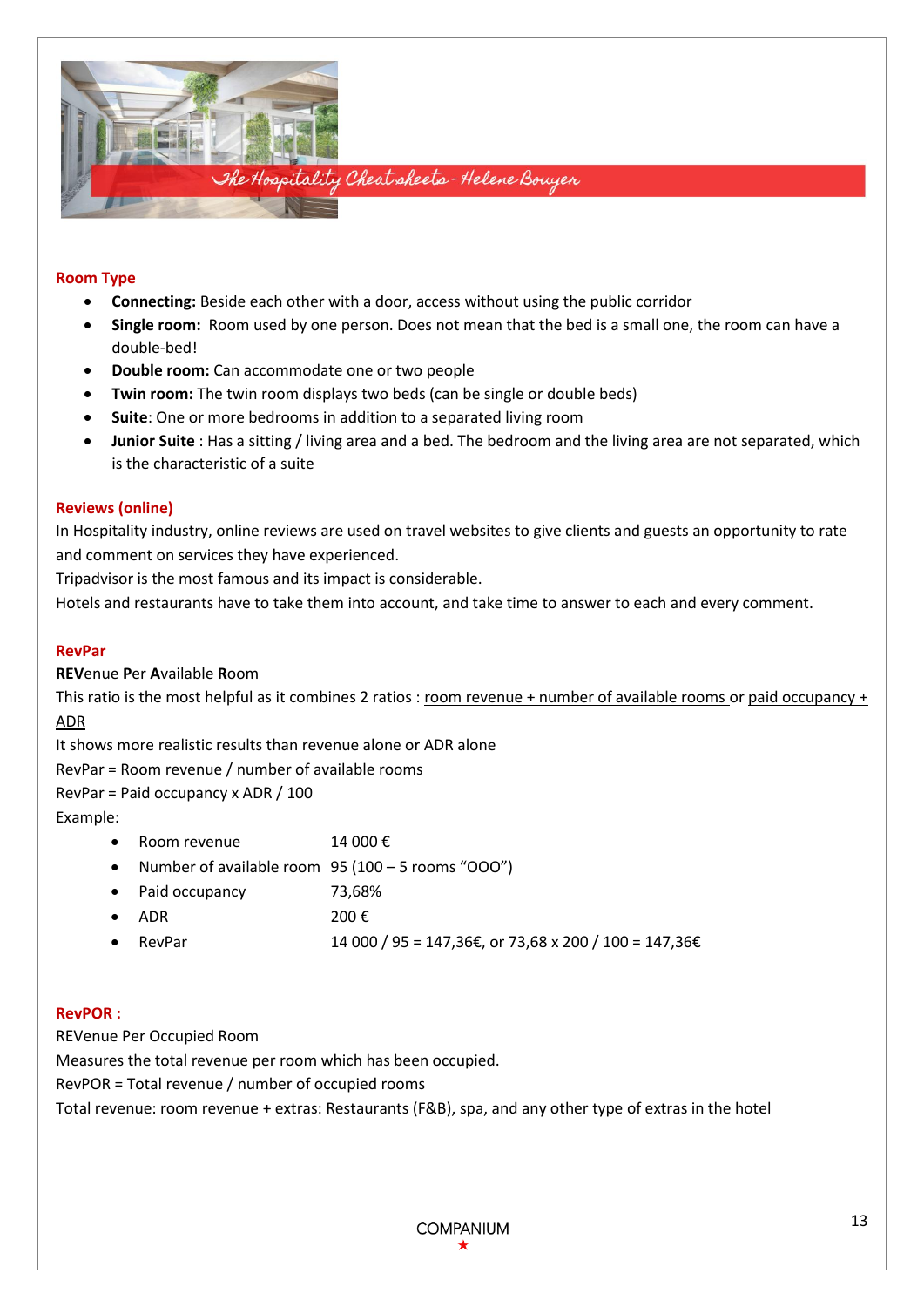## Room Type

- **Connecting:** Beside each other with a door, access without using the public corridor
- **Single room:** Room used by one person. Does not mean that the bed is a small one, the room can have a double-bed!
- **Double room:** Can accommodate one or two people
- **Twin room:** The twin room displays two beds (can be single or double beds)
- **Suite**: One or more bedrooms in addition to a separated living room
- **Junior Suite** : Has a sitting / living area and a bed. The bedroom and the living area are not separated, which is the characteristic of a suite

## Reviews (online)

In Hospitality industry, online reviews are used on travel websites to give clients and guests an opportunity to rate and comment on services they have experienced.
Tripadvisor is the most famous and its impact is considerable.
Hotels and restaurants have to take them into account, and take time to answer to each and every comment.

## RevPar

**REV**enue **P**er **A**vailable **R**oom

This ratio is the most helpful as it combines 2 ratios : room revenue + number of available rooms or paid occupancy + ADR

It shows more realistic results than revenue alone or ADR alone

RevPar = Room revenue / number of available rooms

RevPar = Paid occupancy x ADR / 100

Example:

- Room revenue 14 000 €
- Number of available room 95 (100 – 5 rooms "OOO")
- Paid occupancy 73,68%
- ADR 200 €
- RevPar 14 000 / 95 = 147,36€, or 73,68 x 200 / 100 = 147,36€

## RevPOR :

REVenue Per Occupied Room

Measures the total revenue per room which has been occupied.

RevPOR = Total revenue / number of occupied rooms

Total revenue: room revenue + extras: Restaurants (F&B), spa, and any other type of extras in the hotel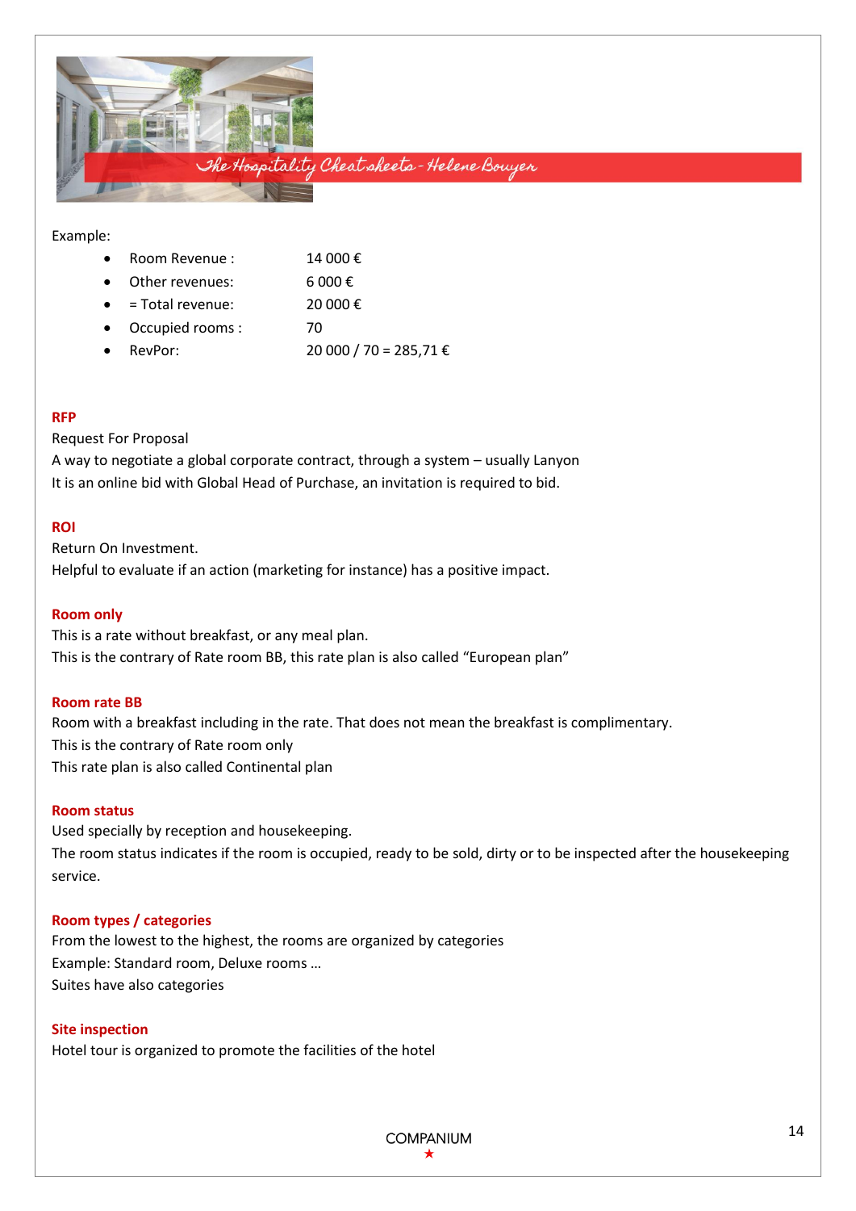Example:

- Room Revenue : 14 000 €
- Other revenues: 6 000 €
- = Total revenue: 20 000 €
- Occupied rooms : 70
- RevPor: 20 000 / 70 = 285,71 €

**RFP**

Request For Proposal

A way to negotiate a global corporate contract, through a system – usually Lanyon

It is an online bid with Global Head of Purchase, an invitation is required to bid.

**ROI**

Return On Investment.

Helpful to evaluate if an action (marketing for instance) has a positive impact.

**Room only**

This is a rate without breakfast, or any meal plan.

This is the contrary of Rate room BB, this rate plan is also called "European plan"

**Room rate BB**

Room with a breakfast including in the rate. That does not mean the breakfast is complimentary.

This is the contrary of Rate room only

This rate plan is also called Continental plan

**Room status**

Used specially by reception and housekeeping.

The room status indicates if the room is occupied, ready to be sold, dirty or to be inspected after the housekeeping service.

**Room types / categories**

From the lowest to the highest, the rooms are organized by categories

Example: Standard room, Deluxe rooms …

Suites have also categories

**Site inspection**

Hotel tour is organized to promote the facilities of the hotel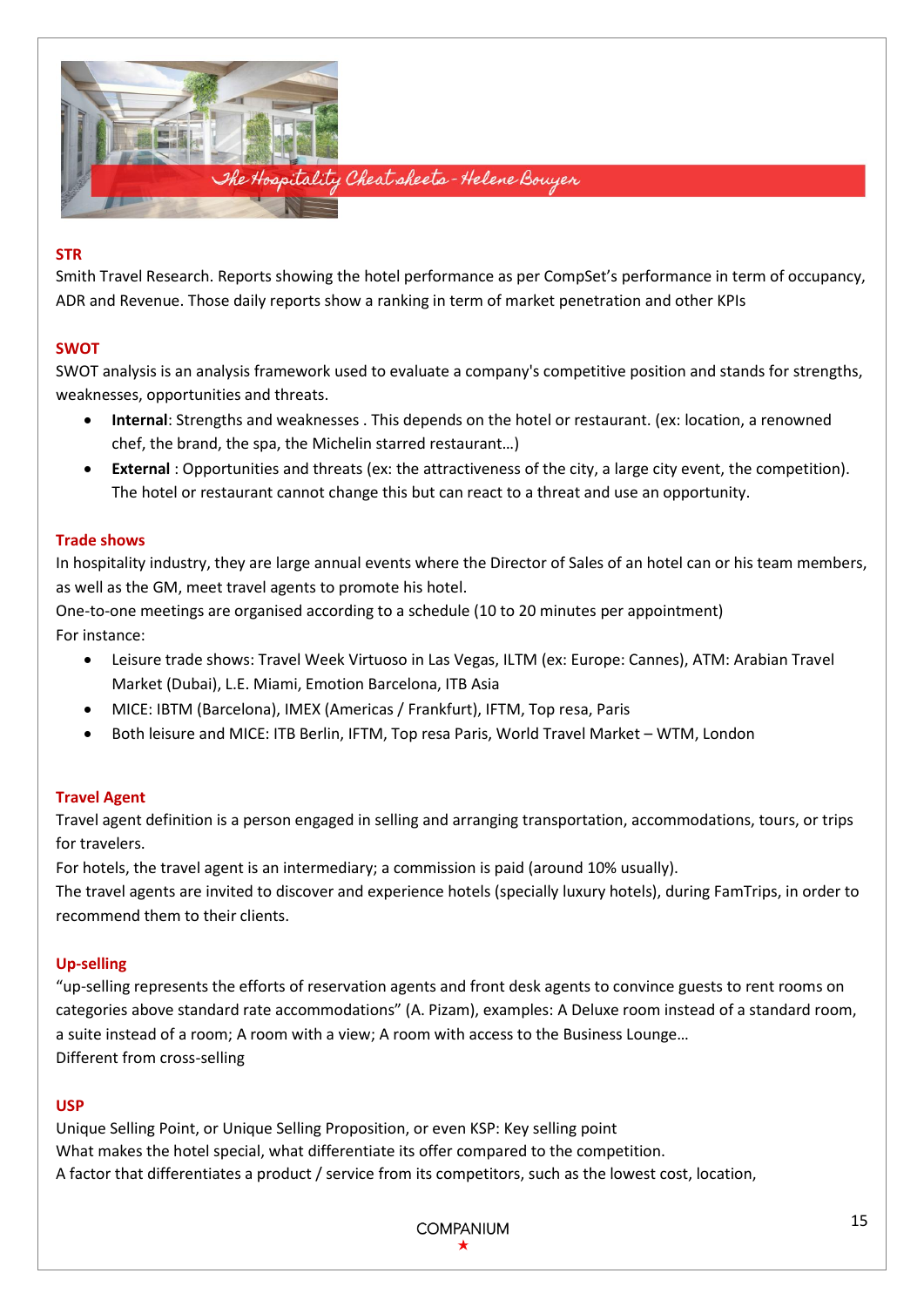## STR

Smith Travel Research. Reports showing the hotel performance as per CompSet's performance in term of occupancy, ADR and Revenue. Those daily reports show a ranking in term of market penetration and other KPIs

## SWOT

SWOT analysis is an analysis framework used to evaluate a company's competitive position and stands for strengths, weaknesses, opportunities and threats.

- **Internal**: Strengths and weaknesses . This depends on the hotel or restaurant. (ex: location, a renowned chef, the brand, the spa, the Michelin starred restaurant…)
- **External** : Opportunities and threats (ex: the attractiveness of the city, a large city event, the competition). The hotel or restaurant cannot change this but can react to a threat and use an opportunity.

## Trade shows

In hospitality industry, they are large annual events where the Director of Sales of an hotel can or his team members, as well as the GM, meet travel agents to promote his hotel.

One-to-one meetings are organised according to a schedule (10 to 20 minutes per appointment)

For instance:

- Leisure trade shows: Travel Week Virtuoso in Las Vegas, ILTM (ex: Europe: Cannes), ATM: Arabian Travel Market (Dubai), L.E. Miami, Emotion Barcelona, ITB Asia
- MICE: IBTM (Barcelona), IMEX (Americas / Frankfurt), IFTM, Top resa, Paris
- Both leisure and MICE: ITB Berlin, IFTM, Top resa Paris, World Travel Market – WTM, London

## Travel Agent

Travel agent definition is a person engaged in selling and arranging transportation, accommodations, tours, or trips for travelers.

For hotels, the travel agent is an intermediary; a commission is paid (around 10% usually).

The travel agents are invited to discover and experience hotels (specially luxury hotels), during FamTrips, in order to recommend them to their clients.

## Up-selling

"up-selling represents the efforts of reservation agents and front desk agents to convince guests to rent rooms on categories above standard rate accommodations" (A. Pizam), examples: A Deluxe room instead of a standard room, a suite instead of a room; A room with a view; A room with access to the Business Lounge…

Different from cross-selling

## USP

Unique Selling Point, or Unique Selling Proposition, or even KSP: Key selling point

What makes the hotel special, what differentiate its offer compared to the competition.

A factor that differentiates a product / service from its competitors, such as the lowest cost, location,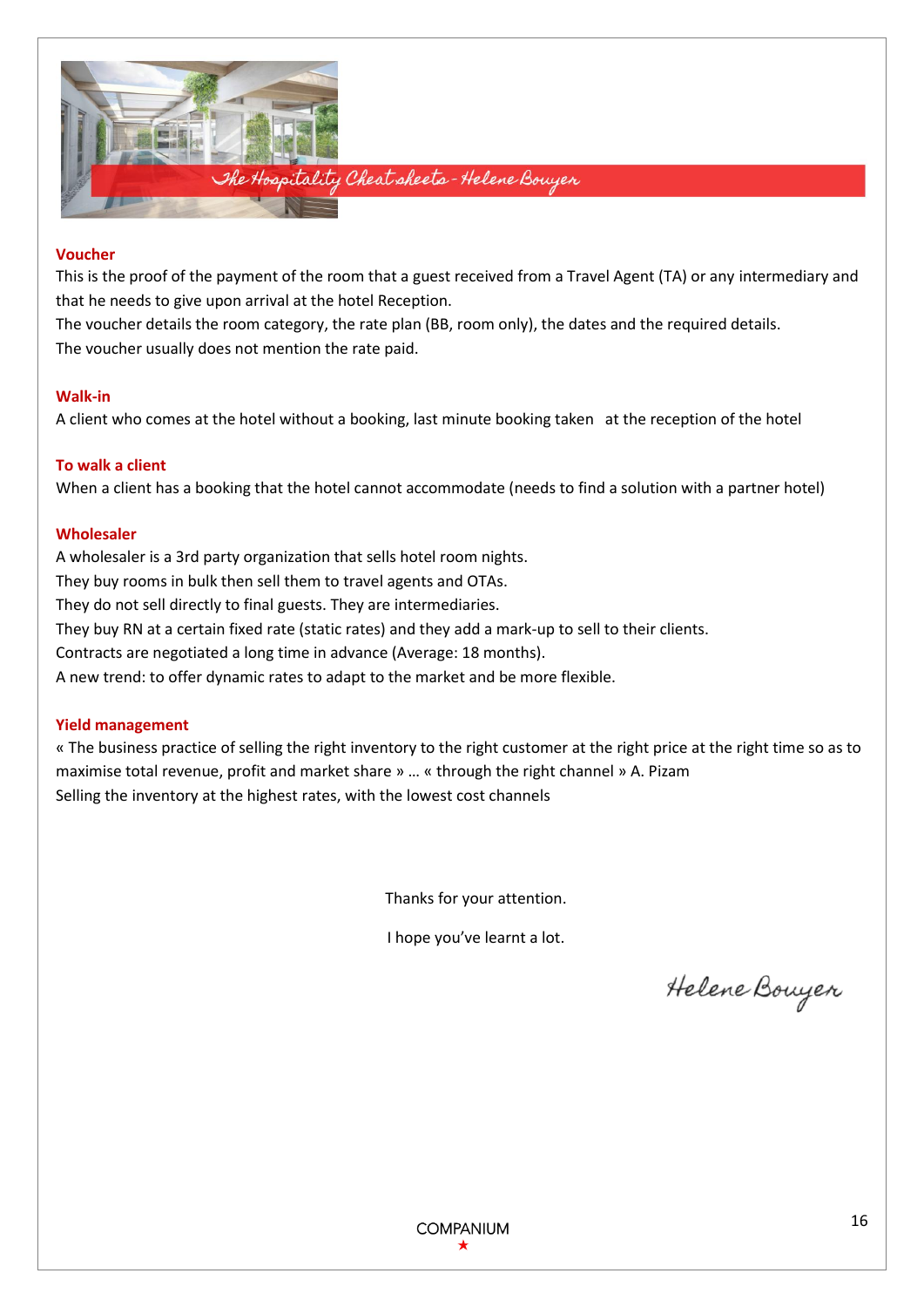**Voucher**

This is the proof of the payment of the room that a guest received from a Travel Agent (TA) or any intermediary and that he needs to give upon arrival at the hotel Reception.

The voucher details the room category, the rate plan (BB, room only), the dates and the required details.

The voucher usually does not mention the rate paid.

**Walk-in**

A client who comes at the hotel without a booking, last minute booking taken at the reception of the hotel

**To walk a client**

When a client has a booking that the hotel cannot accommodate (needs to find a solution with a partner hotel)

**Wholesaler**

A wholesaler is a 3rd party organization that sells hotel room nights.

They buy rooms in bulk then sell them to travel agents and OTAs.

They do not sell directly to final guests. They are intermediaries.

They buy RN at a certain fixed rate (static rates) and they add a mark-up to sell to their clients.

Contracts are negotiated a long time in advance (Average: 18 months).

A new trend: to offer dynamic rates to adapt to the market and be more flexible.

**Yield management**

« The business practice of selling the right inventory to the right customer at the right price at the right time so as to maximise total revenue, profit and market share » … « through the right channel » A. Pizam

Selling the inventory at the highest rates, with the lowest cost channels

Thanks for your attention.

I hope you've learnt a lot.

*Helene Bouyer*